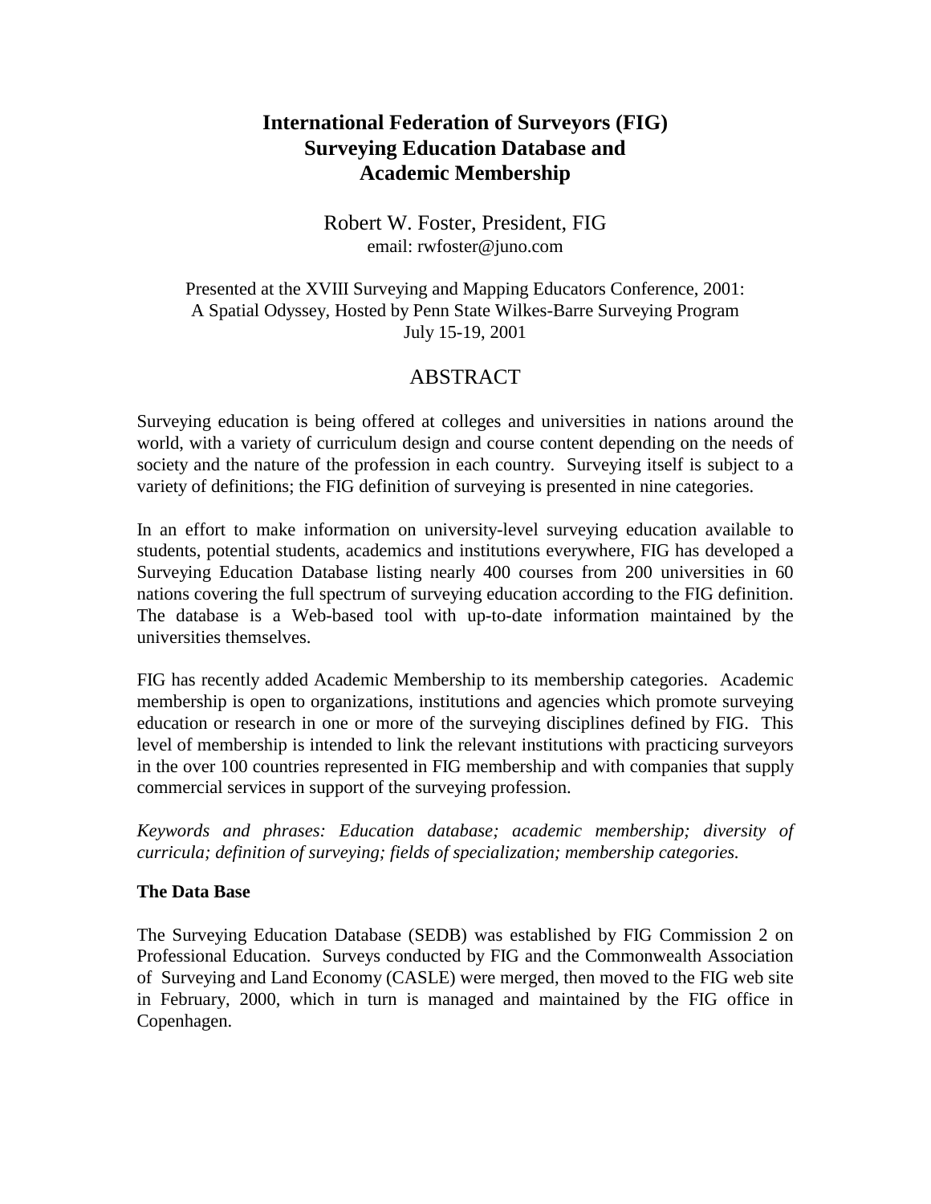# International Federation of Surveyors (FIG) Surveying Education Database and Academic Membership

Robert W. Foster, President, FIG
email: rwfoster@juno.com

Presented at the XVIII Surveying and Mapping Educators Conference, 2001: A Spatial Odyssey, Hosted by Penn State Wilkes-Barre Surveying Program
July 15-19, 2001

## ABSTRACT

Surveying education is being offered at colleges and universities in nations around the world, with a variety of curriculum design and course content depending on the needs of society and the nature of the profession in each country. Surveying itself is subject to a variety of definitions; the FIG definition of surveying is presented in nine categories.

In an effort to make information on university-level surveying education available to students, potential students, academics and institutions everywhere, FIG has developed a Surveying Education Database listing nearly 400 courses from 200 universities in 60 nations covering the full spectrum of surveying education according to the FIG definition. The database is a Web-based tool with up-to-date information maintained by the universities themselves.

FIG has recently added Academic Membership to its membership categories. Academic membership is open to organizations, institutions and agencies which promote surveying education or research in one or more of the surveying disciplines defined by FIG. This level of membership is intended to link the relevant institutions with practicing surveyors in the over 100 countries represented in FIG membership and with companies that supply commercial services in support of the surveying profession.

*Keywords and phrases: Education database; academic membership; diversity of curricula; definition of surveying; fields of specialization; membership categories.*

### The Data Base

The Surveying Education Database (SEDB) was established by FIG Commission 2 on Professional Education. Surveys conducted by FIG and the Commonwealth Association of Surveying and Land Economy (CASLE) were merged, then moved to the FIG web site in February, 2000, which in turn is managed and maintained by the FIG office in Copenhagen.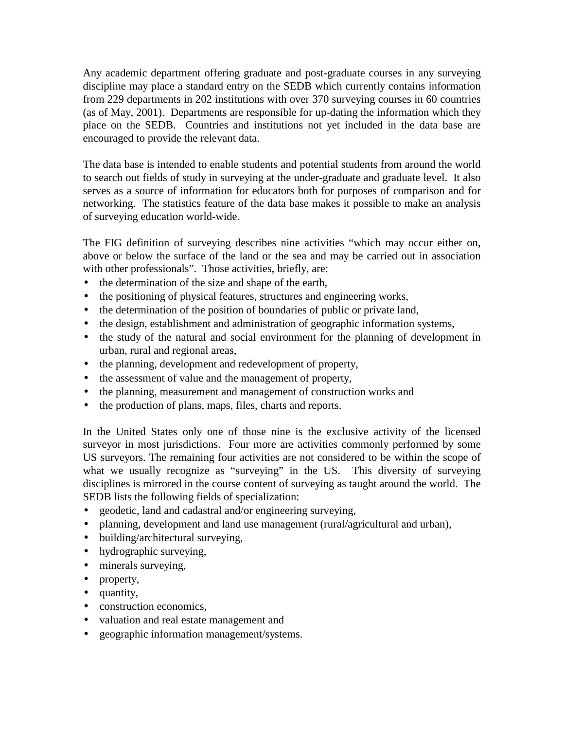Any academic department offering graduate and post-graduate courses in any surveying discipline may place a standard entry on the SEDB which currently contains information from 229 departments in 202 institutions with over 370 surveying courses in 60 countries (as of May, 2001). Departments are responsible for up-dating the information which they place on the SEDB. Countries and institutions not yet included in the data base are encouraged to provide the relevant data.

The data base is intended to enable students and potential students from around the world to search out fields of study in surveying at the under-graduate and graduate level. It also serves as a source of information for educators both for purposes of comparison and for networking. The statistics feature of the data base makes it possible to make an analysis of surveying education world-wide.

The FIG definition of surveying describes nine activities “which may occur either on, above or below the surface of the land or the sea and may be carried out in association with other professionals”. Those activities, briefly, are:

- the determination of the size and shape of the earth,
- the positioning of physical features, structures and engineering works,
- the determination of the position of boundaries of public or private land,
- the design, establishment and administration of geographic information systems,
- the study of the natural and social environment for the planning of development in urban, rural and regional areas,
- the planning, development and redevelopment of property,
- the assessment of value and the management of property,
- the planning, measurement and management of construction works and
- the production of plans, maps, files, charts and reports.

In the United States only one of those nine is the exclusive activity of the licensed surveyor in most jurisdictions. Four more are activities commonly performed by some US surveyors. The remaining four activities are not considered to be within the scope of what we usually recognize as “surveying” in the US. This diversity of surveying disciplines is mirrored in the course content of surveying as taught around the world. The SEDB lists the following fields of specialization:

- geodetic, land and cadastral and/or engineering surveying,
- planning, development and land use management (rural/agricultural and urban),
- building/architectural surveying,
- hydrographic surveying,
- minerals surveying,
- property,
- quantity,
- construction economics,
- valuation and real estate management and
- geographic information management/systems.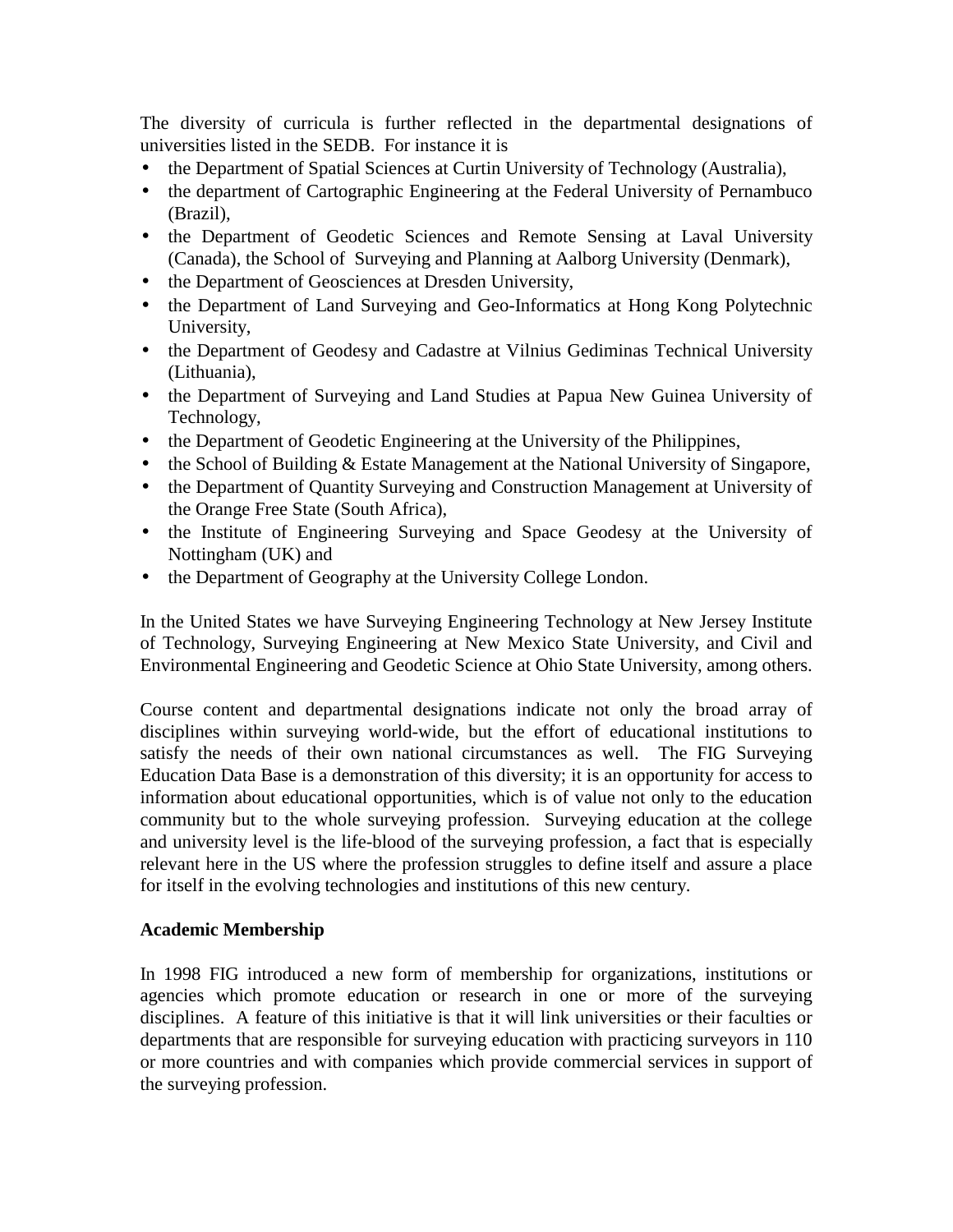The diversity of curricula is further reflected in the departmental designations of universities listed in the SEDB. For instance it is

- the Department of Spatial Sciences at Curtin University of Technology (Australia),
- the department of Cartographic Engineering at the Federal University of Pernambuco (Brazil),
- the Department of Geodetic Sciences and Remote Sensing at Laval University (Canada), the School of Surveying and Planning at Aalborg University (Denmark),
- the Department of Geosciences at Dresden University,
- the Department of Land Surveying and Geo-Informatics at Hong Kong Polytechnic University,
- the Department of Geodesy and Cadastre at Vilnius Gediminas Technical University (Lithuania),
- the Department of Surveying and Land Studies at Papua New Guinea University of Technology,
- the Department of Geodetic Engineering at the University of the Philippines,
- the School of Building & Estate Management at the National University of Singapore,
- the Department of Quantity Surveying and Construction Management at University of the Orange Free State (South Africa),
- the Institute of Engineering Surveying and Space Geodesy at the University of Nottingham (UK) and
- the Department of Geography at the University College London.

In the United States we have Surveying Engineering Technology at New Jersey Institute of Technology, Surveying Engineering at New Mexico State University, and Civil and Environmental Engineering and Geodetic Science at Ohio State University, among others.

Course content and departmental designations indicate not only the broad array of disciplines within surveying world-wide, but the effort of educational institutions to satisfy the needs of their own national circumstances as well. The FIG Surveying Education Data Base is a demonstration of this diversity; it is an opportunity for access to information about educational opportunities, which is of value not only to the education community but to the whole surveying profession. Surveying education at the college and university level is the life-blood of the surveying profession, a fact that is especially relevant here in the US where the profession struggles to define itself and assure a place for itself in the evolving technologies and institutions of this new century.

**Academic Membership**

In 1998 FIG introduced a new form of membership for organizations, institutions or agencies which promote education or research in one or more of the surveying disciplines. A feature of this initiative is that it will link universities or their faculties or departments that are responsible for surveying education with practicing surveyors in 110 or more countries and with companies which provide commercial services in support of the surveying profession.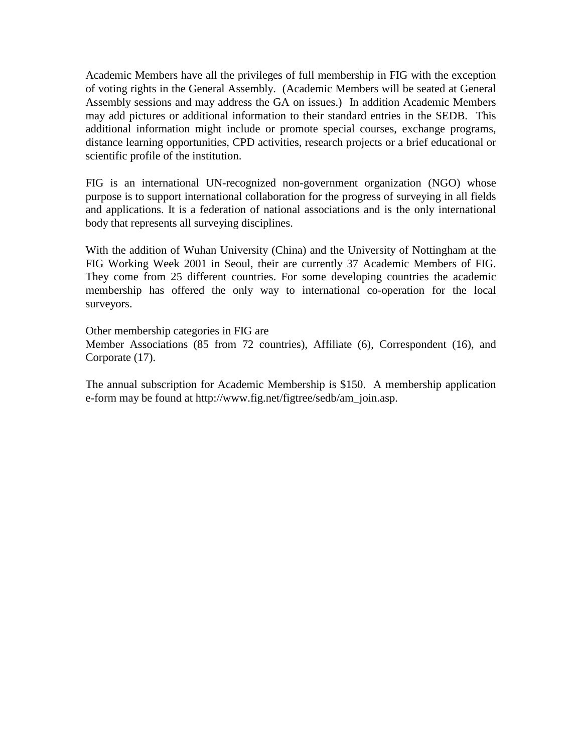Academic Members have all the privileges of full membership in FIG with the exception of voting rights in the General Assembly. (Academic Members will be seated at General Assembly sessions and may address the GA on issues.) In addition Academic Members may add pictures or additional information to their standard entries in the SEDB. This additional information might include or promote special courses, exchange programs, distance learning opportunities, CPD activities, research projects or a brief educational or scientific profile of the institution.

FIG is an international UN-recognized non-government organization (NGO) whose purpose is to support international collaboration for the progress of surveying in all fields and applications. It is a federation of national associations and is the only international body that represents all surveying disciplines.

With the addition of Wuhan University (China) and the University of Nottingham at the FIG Working Week 2001 in Seoul, their are currently 37 Academic Members of FIG. They come from 25 different countries. For some developing countries the academic membership has offered the only way to international co-operation for the local surveyors.

Other membership categories in FIG are
Member Associations (85 from 72 countries), Affiliate (6), Correspondent (16), and Corporate (17).

The annual subscription for Academic Membership is $150. A membership application e-form may be found at http://www.fig.net/figtree/sedb/am_join.asp.